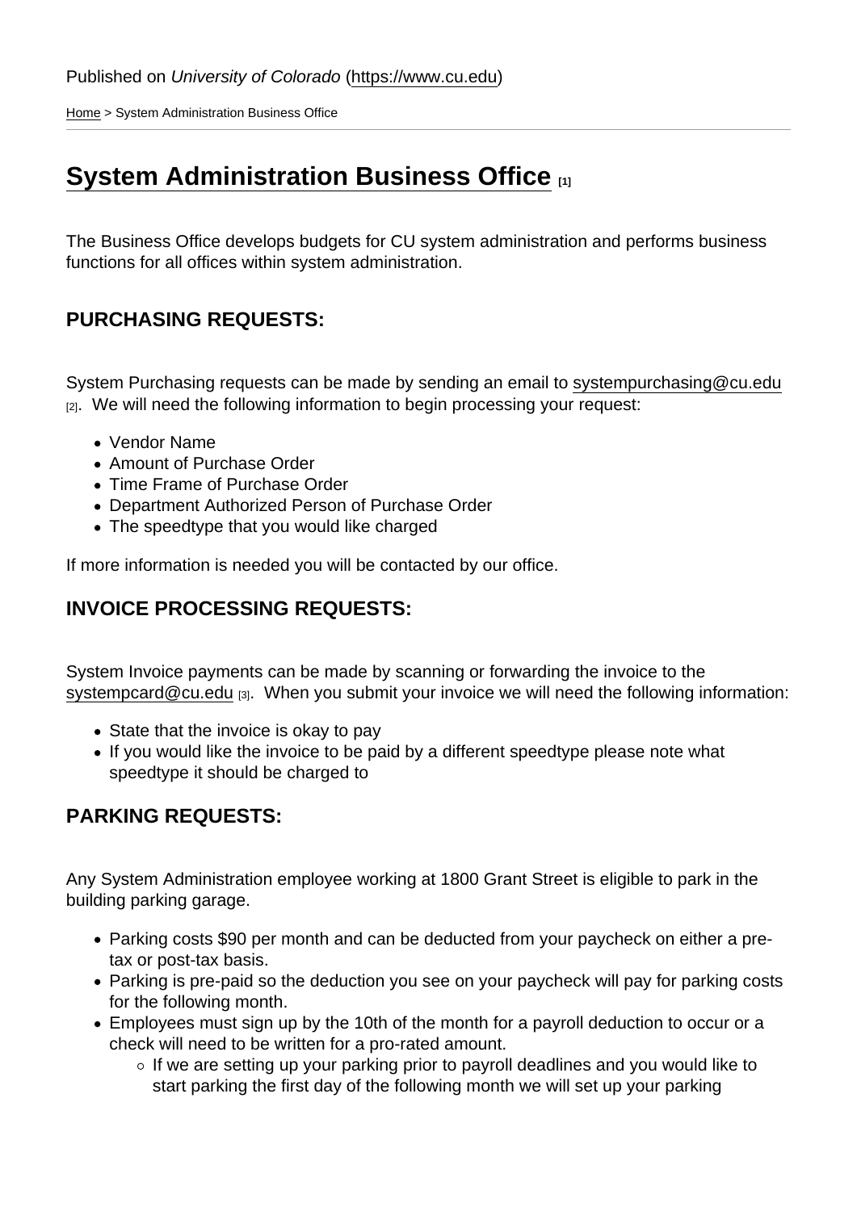Published on *University of Colorado* (https://www.cu.edu)

Home > System Administration Business Office

# System Administration Business Office [1]

The Business Office develops budgets for CU system administration and performs business functions for all offices within system administration.

## PURCHASING REQUESTS:

System Purchasing requests can be made by sending an email to systempurchasing@cu.edu [2]. We will need the following information to begin processing your request:

- Vendor Name
- Amount of Purchase Order
- Time Frame of Purchase Order
- Department Authorized Person of Purchase Order
- The speedtype that you would like charged

If more information is needed you will be contacted by our office.

## INVOICE PROCESSING REQUESTS:

System Invoice payments can be made by scanning or forwarding the invoice to the systempcard@cu.edu [3]. When you submit your invoice we will need the following information:

- State that the invoice is okay to pay
- If you would like the invoice to be paid by a different speedtype please note what speedtype it should be charged to

## PARKING REQUESTS:

Any System Administration employee working at 1800 Grant Street is eligible to park in the building parking garage.

- Parking costs $90 per month and can be deducted from your paycheck on either a pre-tax or post-tax basis.
- Parking is pre-paid so the deduction you see on your paycheck will pay for parking costs for the following month.
- Employees must sign up by the 10th of the month for a payroll deduction to occur or a check will need to be written for a pro-rated amount.
  - If we are setting up your parking prior to payroll deadlines and you would like to start parking the first day of the following month we will set up your parking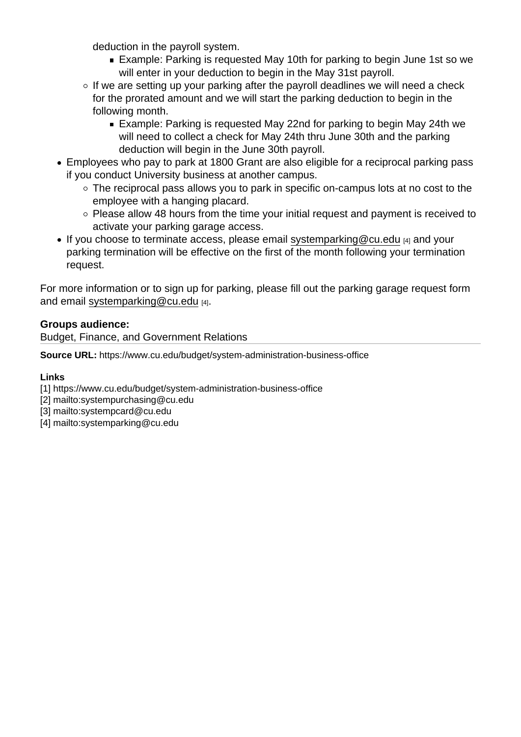deduction in the payroll system.

        - Example: Parking is requested May 10th for parking to begin June 1st so we will enter in your deduction to begin in the May 31st payroll.
    - If we are setting up your parking after the payroll deadlines we will need a check for the prorated amount and we will start the parking deduction to begin in the following month.
        - Example: Parking is requested May 22nd for parking to begin May 24th we will need to collect a check for May 24th thru June 30th and the parking deduction will begin in the June 30th payroll.
- Employees who pay to park at 1800 Grant are also eligible for a reciprocal parking pass if you conduct University business at another campus.
    - The reciprocal pass allows you to park in specific on-campus lots at no cost to the employee with a hanging placard.
    - Please allow 48 hours from the time your initial request and payment is received to activate your parking garage access.
- If you choose to terminate access, please email systemparking@cu.edu [4] and your parking termination will be effective on the first of the month following your termination request.

For more information or to sign up for parking, please fill out the parking garage request form and email systemparking@cu.edu [4].

**Groups audience:**
Budget, Finance, and Government Relations

**Source URL:** https://www.cu.edu/budget/system-administration-business-office

**Links**
[1] https://www.cu.edu/budget/system-administration-business-office
[2] mailto:systempurchasing@cu.edu
[3] mailto:systempcard@cu.edu
[4] mailto:systemparking@cu.edu